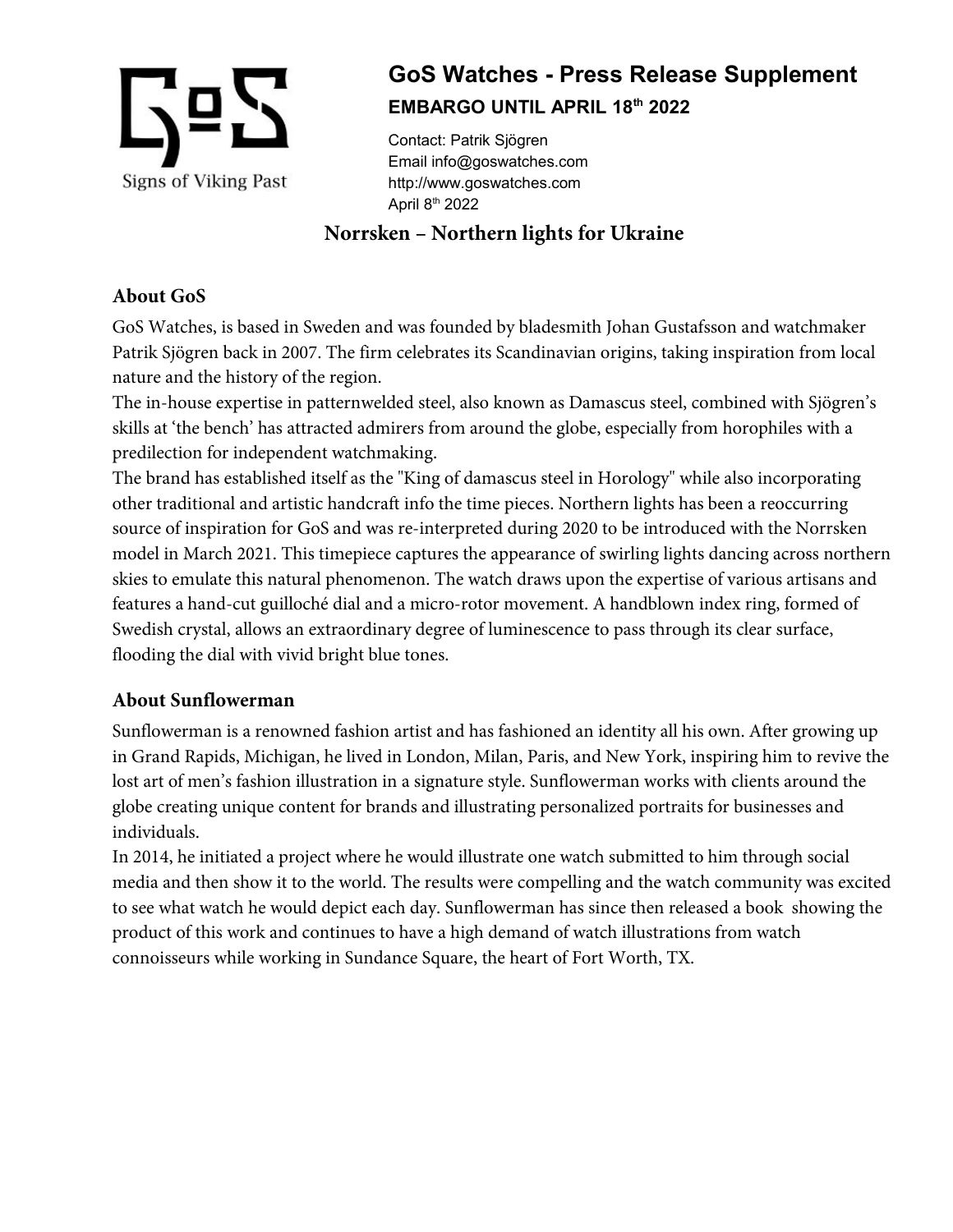Signs of Viking Past

# GoS Watches - Press Release Supplement

**EMBARGO UNTIL APRIL 18th 2022**

Contact: Patrik Sjögren
Email info@goswatches.com
http://www.goswatches.com
April 8th 2022

## Norrsken – Northern lights for Ukraine

### About GoS

GoS Watches, is based in Sweden and was founded by bladesmith Johan Gustafsson and watchmaker Patrik Sjögren back in 2007. The firm celebrates its Scandinavian origins, taking inspiration from local nature and the history of the region.

The in-house expertise in patternwelded steel, also known as Damascus steel, combined with Sjögren's skills at 'the bench' has attracted admirers from around the globe, especially from horophiles with a predilection for independent watchmaking.

The brand has established itself as the "King of damascus steel in Horology" while also incorporating other traditional and artistic handcraft info the time pieces. Northern lights has been a reoccurring source of inspiration for GoS and was re-interpreted during 2020 to be introduced with the Norrsken model in March 2021. This timepiece captures the appearance of swirling lights dancing across northern skies to emulate this natural phenomenon. The watch draws upon the expertise of various artisans and features a hand-cut guilloché dial and a micro-rotor movement. A handblown index ring, formed of Swedish crystal, allows an extraordinary degree of luminescence to pass through its clear surface, flooding the dial with vivid bright blue tones.

### About Sunflowerman

Sunflowerman is a renowned fashion artist and has fashioned an identity all his own. After growing up in Grand Rapids, Michigan, he lived in London, Milan, Paris, and New York, inspiring him to revive the lost art of men's fashion illustration in a signature style. Sunflowerman works with clients around the globe creating unique content for brands and illustrating personalized portraits for businesses and individuals.

In 2014, he initiated a project where he would illustrate one watch submitted to him through social media and then show it to the world. The results were compelling and the watch community was excited to see what watch he would depict each day. Sunflowerman has since then released a book showing the product of this work and continues to have a high demand of watch illustrations from watch connoisseurs while working in Sundance Square, the heart of Fort Worth, TX.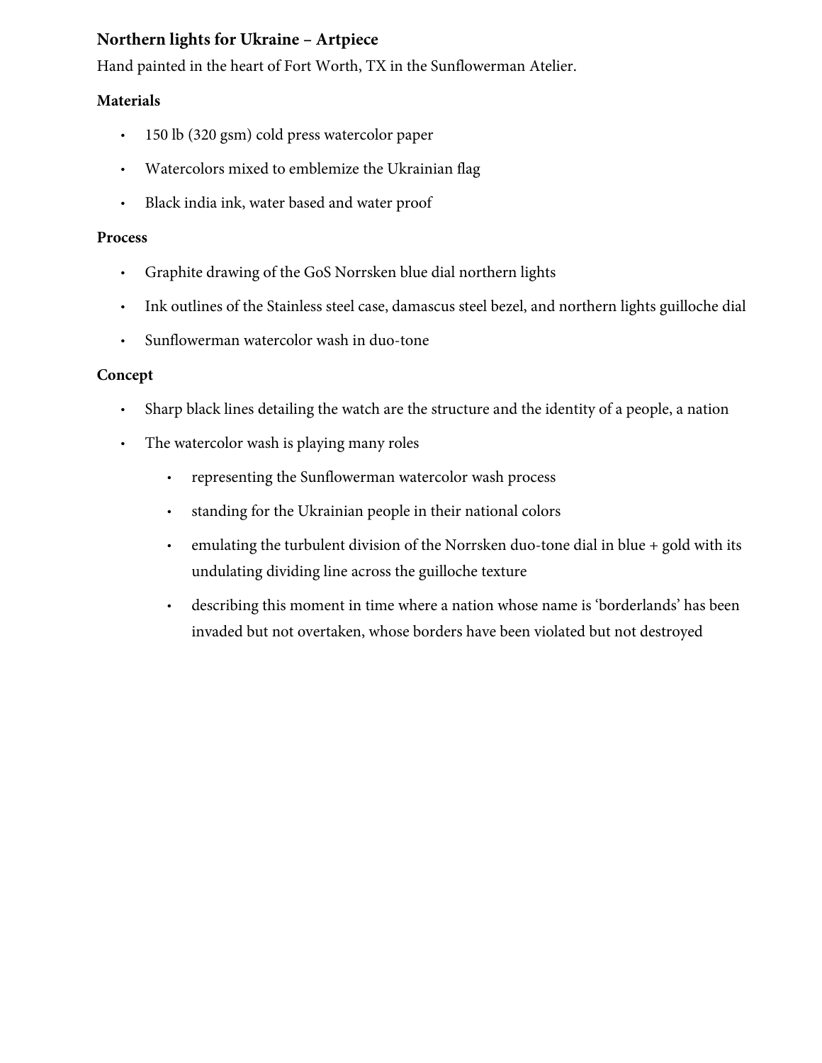**Northern lights for Ukraine – Artpiece**

Hand painted in the heart of Fort Worth, TX in the Sunflowerman Atelier.

**Materials**

- 150 lb (320 gsm) cold press watercolor paper
- Watercolors mixed to emblemize the Ukrainian flag
- Black india ink, water based and water proof

**Process**

- Graphite drawing of the GoS Norrsken blue dial northern lights
- Ink outlines of the Stainless steel case, damascus steel bezel, and northern lights guilloche dial
- Sunflowerman watercolor wash in duo-tone

**Concept**

- Sharp black lines detailing the watch are the structure and the identity of a people, a nation
- The watercolor wash is playing many roles
    - representing the Sunflowerman watercolor wash process
    - standing for the Ukrainian people in their national colors
    - emulating the turbulent division of the Norrsken duo-tone dial in blue + gold with its undulating dividing line across the guilloche texture
    - describing this moment in time where a nation whose name is 'borderlands' has been invaded but not overtaken, whose borders have been violated but not destroyed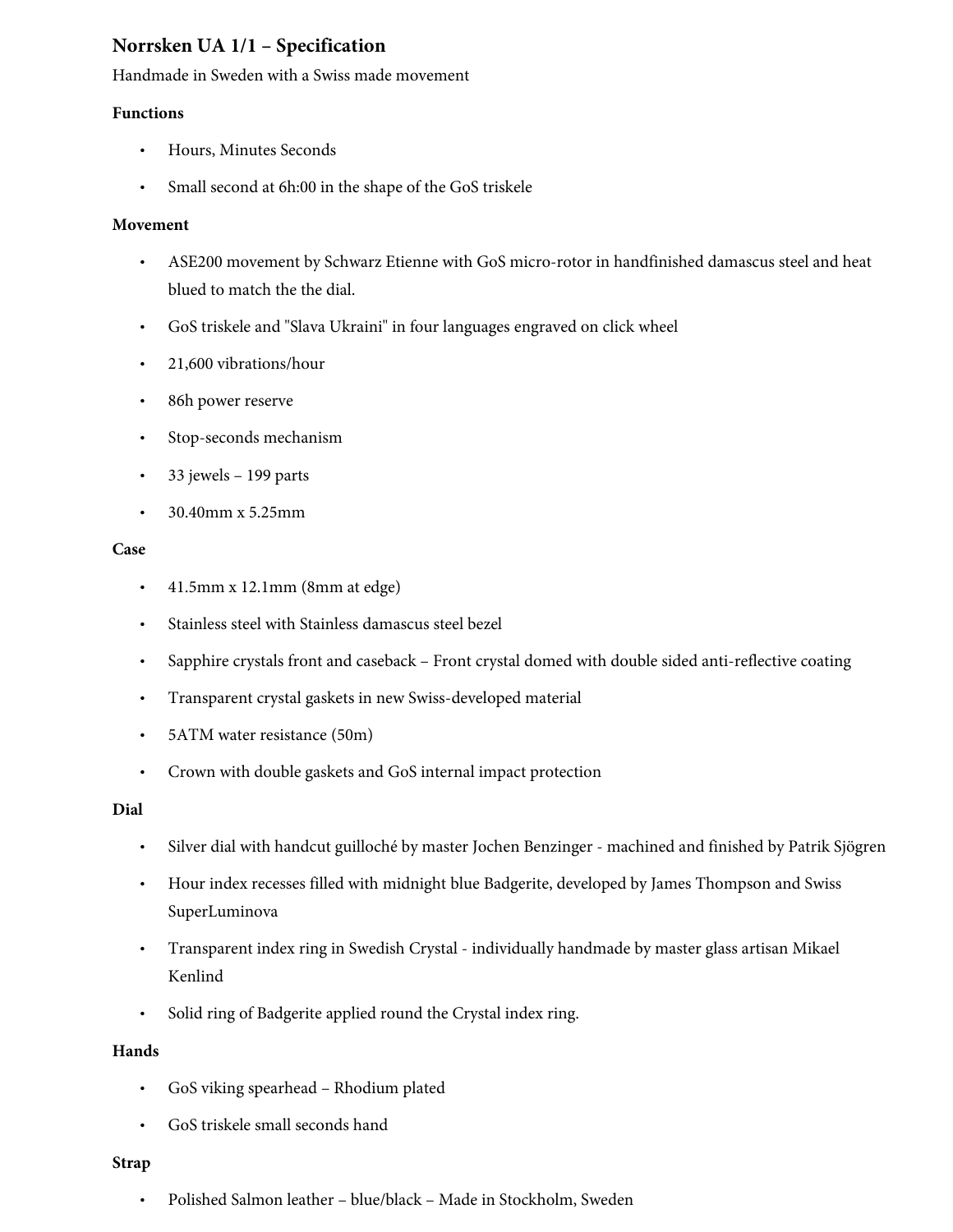## Norrsken UA 1/1 – Specification

Handmade in Sweden with a Swiss made movement

**Functions**

- Hours, Minutes Seconds
- Small second at 6h:00 in the shape of the GoS triskele

**Movement**

- ASE200 movement by Schwarz Etienne with GoS micro-rotor in handfinished damascus steel and heat blued to match the the dial.
- GoS triskele and "Slava Ukraini" in four languages engraved on click wheel
- 21,600 vibrations/hour
- 86h power reserve
- Stop-seconds mechanism
- 33 jewels – 199 parts
- 30.40mm x 5.25mm

**Case**

- 41.5mm x 12.1mm (8mm at edge)
- Stainless steel with Stainless damascus steel bezel
- Sapphire crystals front and caseback – Front crystal domed with double sided anti-reflective coating
- Transparent crystal gaskets in new Swiss-developed material
- 5ATM water resistance (50m)
- Crown with double gaskets and GoS internal impact protection

**Dial**

- Silver dial with handcut guilloché by master Jochen Benzinger - machined and finished by Patrik Sjögren
- Hour index recesses filled with midnight blue Badgerite, developed by James Thompson and Swiss SuperLuminova
- Transparent index ring in Swedish Crystal - individually handmade by master glass artisan Mikael Kenlind
- Solid ring of Badgerite applied round the Crystal index ring.

**Hands**

- GoS viking spearhead – Rhodium plated
- GoS triskele small seconds hand

**Strap**

- Polished Salmon leather – blue/black – Made in Stockholm, Sweden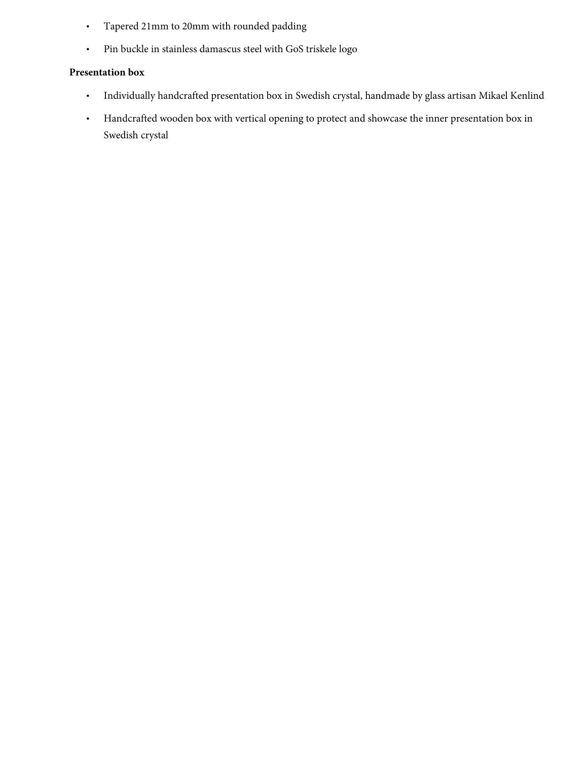- Tapered 21mm to 20mm with rounded padding
- Pin buckle in stainless damascus steel with GoS triskele logo

**Presentation box**

- Individually handcrafted presentation box in Swedish crystal, handmade by glass artisan Mikael Kenlind
- Handcrafted wooden box with vertical opening to protect and showcase the inner presentation box in Swedish crystal